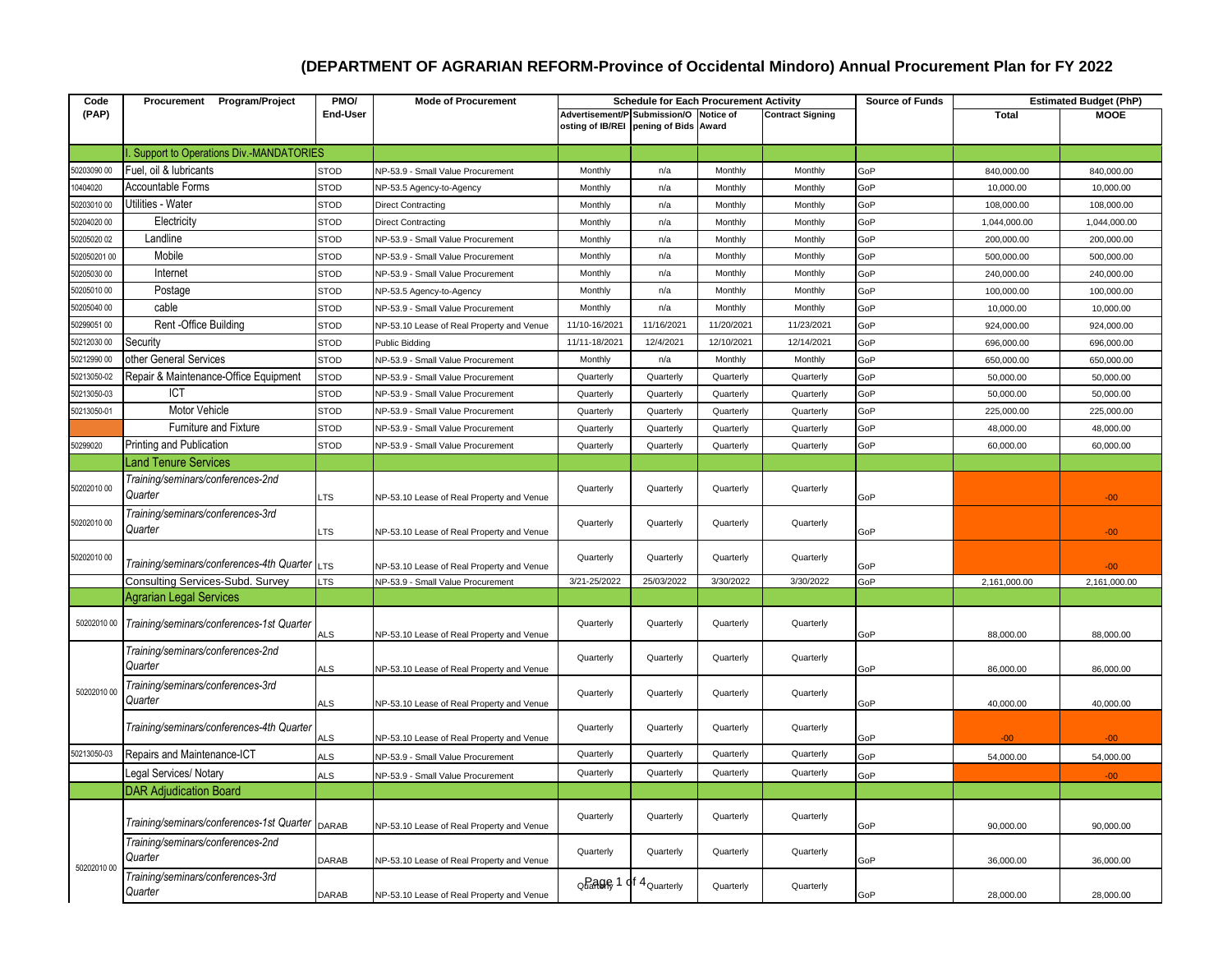# (DEPARTMENT OF AGRARIAN REFORM-Province of Occidental Mindoro) Annual Procurement Plan for FY 2022

| Code (PAP) | Procurement Program/Project | PMO/ End-User | Mode of Procurement | Schedule for Each Procurement Activity | | | | Source of Funds | Estimated Budget (PhP) | |
|---|---|---|---|---|---|---|---|---|---|---|
| | | | | Advertisement/Posting of IB/REI | Submission/Opening of Bids | Notice of Award | Contract Signing | | Total | MOOE |
| | I. Support to Operations Div.-MANDATORIES | | | | | | | | | |
| 50203090 00 | Fuel, oil & lubricants | STOD | NP-53.9 - Small Value Procurement | Monthly | n/a | Monthly | Monthly | GoP | 840,000.00 | 840,000.00 |
| 10404020 | Accountable Forms | STOD | NP-53.5 Agency-to-Agency | Monthly | n/a | Monthly | Monthly | GoP | 10,000.00 | 10,000.00 |
| 50203010 00 | Utilities - Water | STOD | Direct Contracting | Monthly | n/a | Monthly | Monthly | GoP | 108,000.00 | 108,000.00 |
| 50204020 00 | Electricity | STOD | Direct Contracting | Monthly | n/a | Monthly | Monthly | GoP | 1,044,000.00 | 1,044,000.00 |
| 50205020 02 | Landline | STOD | NP-53.9 - Small Value Procurement | Monthly | n/a | Monthly | Monthly | GoP | 200,000.00 | 200,000.00 |
| 502050201 00 | Mobile | STOD | NP-53.9 - Small Value Procurement | Monthly | n/a | Monthly | Monthly | GoP | 500,000.00 | 500,000.00 |
| 50205030 00 | Internet | STOD | NP-53.9 - Small Value Procurement | Monthly | n/a | Monthly | Monthly | GoP | 240,000.00 | 240,000.00 |
| 50205010 00 | Postage | STOD | NP-53.5 Agency-to-Agency | Monthly | n/a | Monthly | Monthly | GoP | 100,000.00 | 100,000.00 |
| 50205040 00 | cable | STOD | NP-53.9 - Small Value Procurement | Monthly | n/a | Monthly | Monthly | GoP | 10,000.00 | 10,000.00 |
| 50299051 00 | Rent -Office Building | STOD | NP-53.10 Lease of Real Property and Venue | 11/10-16/2021 | 11/16/2021 | 11/20/2021 | 11/23/2021 | GoP | 924,000.00 | 924,000.00 |
| 50212030 00 | Security | STOD | Public Bidding | 11/11-18/2021 | 12/4/2021 | 12/10/2021 | 12/14/2021 | GoP | 696,000.00 | 696,000.00 |
| 50212990 00 | other General Services | STOD | NP-53.9 - Small Value Procurement | Monthly | n/a | Monthly | Monthly | GoP | 650,000.00 | 650,000.00 |
| 50213050-02 | Repair & Maintenance-Office Equipment | STOD | NP-53.9 - Small Value Procurement | Quarterly | Quarterly | Quarterly | Quarterly | GoP | 50,000.00 | 50,000.00 |
| 50213050-03 | ICT | STOD | NP-53.9 - Small Value Procurement | Quarterly | Quarterly | Quarterly | Quarterly | GoP | 50,000.00 | 50,000.00 |
| 50213050-01 | Motor Vehicle | STOD | NP-53.9 - Small Value Procurement | Quarterly | Quarterly | Quarterly | Quarterly | GoP | 225,000.00 | 225,000.00 |
| | Furniture and Fixture | STOD | NP-53.9 - Small Value Procurement | Quarterly | Quarterly | Quarterly | Quarterly | GoP | 48,000.00 | 48,000.00 |
| 50299020 | Printing and Publication | STOD | NP-53.9 - Small Value Procurement | Quarterly | Quarterly | Quarterly | Quarterly | GoP | 60,000.00 | 60,000.00 |
| | Land Tenure Services | | | | | | | | | |
| 50202010 00 | *Training/seminars/conferences-2nd Quarter* | LTS | NP-53.10 Lease of Real Property and Venue | Quarterly | Quarterly | Quarterly | Quarterly | GoP | | -00 |
| 50202010 00 | *Training/seminars/conferences-3rd Quarter* | LTS | NP-53.10 Lease of Real Property and Venue | Quarterly | Quarterly | Quarterly | Quarterly | GoP | | -00 |
| 50202010 00 | *Training/seminars/conferences-4th Quarter* | LTS | NP-53.10 Lease of Real Property and Venue | Quarterly | Quarterly | Quarterly | Quarterly | GoP | | -00 |
| | Consulting Services-Subd. Survey | LTS | NP-53.9 - Small Value Procurement | 3/21-25/2022 | 25/03/2022 | 3/30/2022 | 3/30/2022 | GoP | 2,161,000.00 | 2,161,000.00 |
| | Agrarian Legal Services | | | | | | | | | |
| 50202010 00 | *Training/seminars/conferences-1st Quarter* | ALS | NP-53.10 Lease of Real Property and Venue | Quarterly | Quarterly | Quarterly | Quarterly | GoP | 88,000.00 | 88,000.00 |
| 50202010 00 | *Training/seminars/conferences-2nd Quarter* | ALS | NP-53.10 Lease of Real Property and Venue | Quarterly | Quarterly | Quarterly | Quarterly | GoP | 86,000.00 | 86,000.00 |
| | *Training/seminars/conferences-3rd Quarter* | ALS | NP-53.10 Lease of Real Property and Venue | Quarterly | Quarterly | Quarterly | Quarterly | GoP | 40,000.00 | 40,000.00 |
| | *Training/seminars/conferences-4th Quarter* | ALS | NP-53.10 Lease of Real Property and Venue | Quarterly | Quarterly | Quarterly | Quarterly | GoP | -00 | -00 |
| 50213050-03 | Repairs and Maintenance-ICT | ALS | NP-53.9 - Small Value Procurement | Quarterly | Quarterly | Quarterly | Quarterly | GoP | 54,000.00 | 54,000.00 |
| | Legal Services/ Notary | ALS | NP-53.9 - Small Value Procurement | Quarterly | Quarterly | Quarterly | Quarterly | GoP | | -00 |
| | DAR Adjudication Board | | | | | | | | | |
| 50202010 00 | *Training/seminars/conferences-1st Quarter* | DARAB | NP-53.10 Lease of Real Property and Venue | Quarterly | Quarterly | Quarterly | Quarterly | GoP | 90,000.00 | 90,000.00 |
| | *Training/seminars/conferences-2nd Quarter* | DARAB | NP-53.10 Lease of Real Property and Venue | Quarterly | Quarterly | Quarterly | Quarterly | GoP | 36,000.00 | 36,000.00 |
| | *Training/seminars/conferences-3rd Quarter* | DARAB | NP-53.10 Lease of Real Property and Venue | Quarterly | Quarterly | Quarterly | Quarterly | GoP | 28,000.00 | 28,000.00 |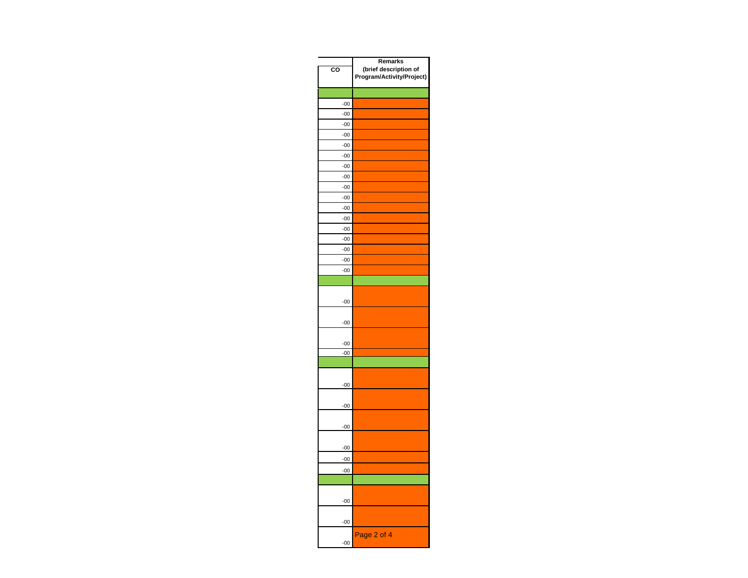| CO | Remarks (brief description of Program/Activity/Project) |
|---|---|
| | |
| -00 | |
| -00 | |
| -00 | |
| -00 | |
| -00 | |
| -00 | |
| -00 | |
| -00 | |
| -00 | |
| -00 | |
| -00 | |
| -00 | |
| -00 | |
| -00 | |
| -00 | |
| -00 | |
| -00 | |
| | |
| -00 | |
| -00 | |
| -00 | |
| -00 | |
| | |
| -00 | |
| -00 | |
| -00 | |
| -00 | |
| -00 | |
| -00 | |
| | |
| -00 | |
| -00 | |
| -00 | |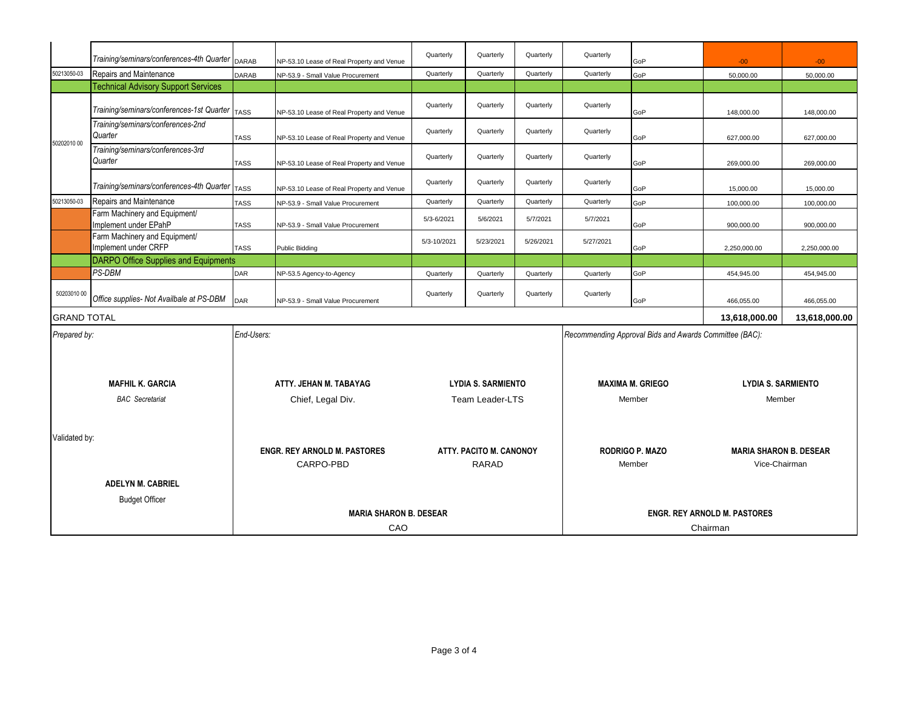| | | | | | | | | | | |
|---|---|---|---|---|---|---|---|---|---|---|
| | *Training/seminars/conferences-4th Quarter* | DARAB | NP-53.10 Lease of Real Property and Venue | Quarterly | Quarterly | Quarterly | Quarterly | GoP | -00 | -00 |
| 50213050-03 | Repairs and Maintenance | DARAB | NP-53.9 - Small Value Procurement | Quarterly | Quarterly | Quarterly | Quarterly | GoP | 50,000.00 | 50,000.00 |
| | Technical Advisory Support Services | | | | | | | | | |
| 50202010 00 | *Training/seminars/conferences-1st Quarter* | TASS | NP-53.10 Lease of Real Property and Venue | Quarterly | Quarterly | Quarterly | Quarterly | GoP | 148,000.00 | 148,000.00 |
| | *Training/seminars/conferences-2nd Quarter* | TASS | NP-53.10 Lease of Real Property and Venue | Quarterly | Quarterly | Quarterly | Quarterly | GoP | 627,000.00 | 627,000.00 |
| | *Training/seminars/conferences-3rd Quarter* | TASS | NP-53.10 Lease of Real Property and Venue | Quarterly | Quarterly | Quarterly | Quarterly | GoP | 269,000.00 | 269,000.00 |
| | *Training/seminars/conferences-4th Quarter* | TASS | NP-53.10 Lease of Real Property and Venue | Quarterly | Quarterly | Quarterly | Quarterly | GoP | 15,000.00 | 15,000.00 |
| 50213050-03 | Repairs and Maintenance | TASS | NP-53.9 - Small Value Procurement | Quarterly | Quarterly | Quarterly | Quarterly | GoP | 100,000.00 | 100,000.00 |
| | Farm Machinery and Equipment/ Implement under EPahP | TASS | NP-53.9 - Small Value Procurement | 5/3-6/2021 | 5/6/2021 | 5/7/2021 | 5/7/2021 | GoP | 900,000.00 | 900,000.00 |
| | Farm Machinery and Equipment/ Implement under CRFP | TASS | Public Bidding | 5/3-10/2021 | 5/23/2021 | 5/26/2021 | 5/27/2021 | GoP | 2,250,000.00 | 2,250,000.00 |
| | DARPO Office Supplies and Equipments | | | | | | | | | |
| | *PS-DBM* | DAR | NP-53.5 Agency-to-Agency | Quarterly | Quarterly | Quarterly | Quarterly | GoP | 454,945.00 | 454,945.00 |
| 50203010 00 | *Office supplies- Not Availbale at PS-DBM* | DAR | NP-53.9 - Small Value Procurement | Quarterly | Quarterly | Quarterly | Quarterly | GoP | 466,055.00 | 466,055.00 |
| GRAND TOTAL | | | | | | | | | **13,618,000.00** | **13,618,000.00** |

*Prepared by:*

**MAFHIL K. GARCIA**
*BAC Secretariat*

*End-Users:*

**ATTY. JEHAN M. TABAYAG**
Chief, Legal Div.

**LYDIA S. SARMIENTO**
Team Leader-LTS

**ENGR. REY ARNOLD M. PASTORES**
CARPO-PBD

**ATTY. PACITO M. CANONOY**
RARAD

**MARIA SHARON B. DESEAR**
CAO

*Recommending Approval Bids and Awards Committee (BAC):*

**MAXIMA M. GRIEGO**
Member

**LYDIA S. SARMIENTO**
Member

**RODRIGO P. MAZO**
Member

**MARIA SHARON B. DESEAR**
Vice-Chairman

**ENGR. REY ARNOLD M. PASTORES**
Chairman

Validated by:

**ADELYN M. CABRIEL**
Budget Officer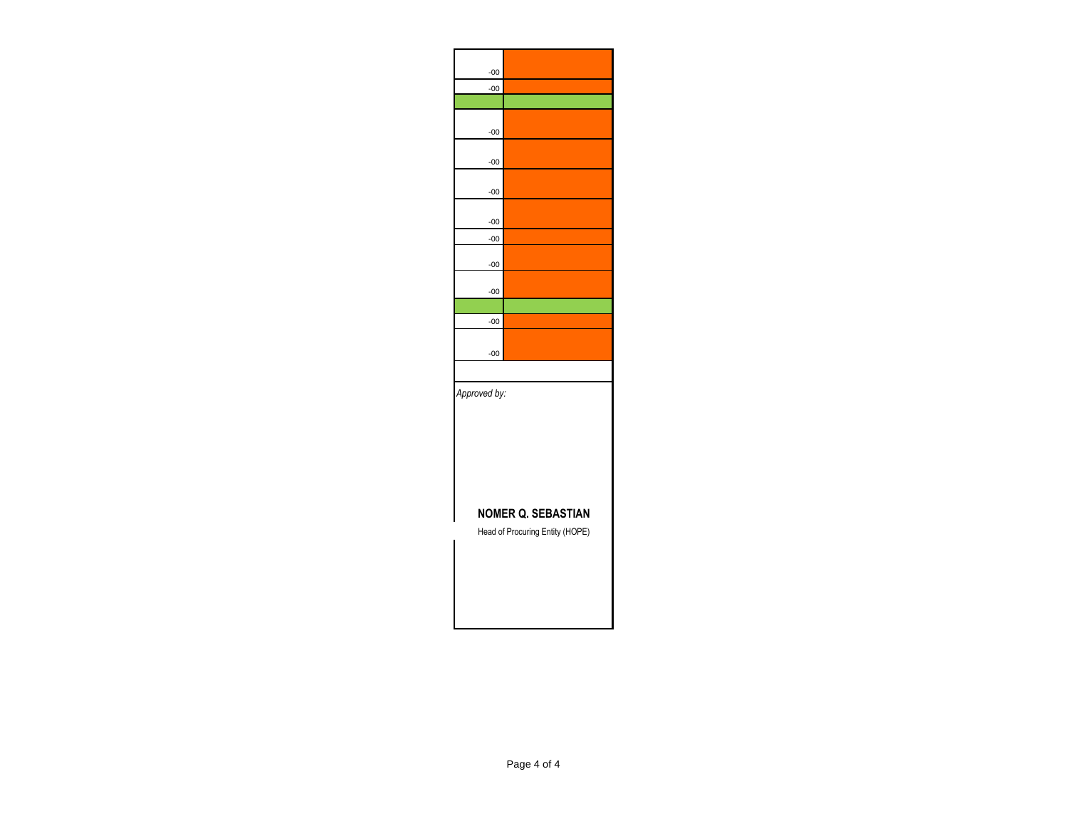| | |
|---|---|
| -00 | |
| -00 | |
| | |
| -00 | |
| -00 | |
| -00 | |
| -00 | |
| -00 | |
| -00 | |
| -00 | |
| | |
| -00 | |
| -00 | |

*Approved by:*

**NOMER Q. SEBASTIAN**

Head of Procuring Entity (HOPE)